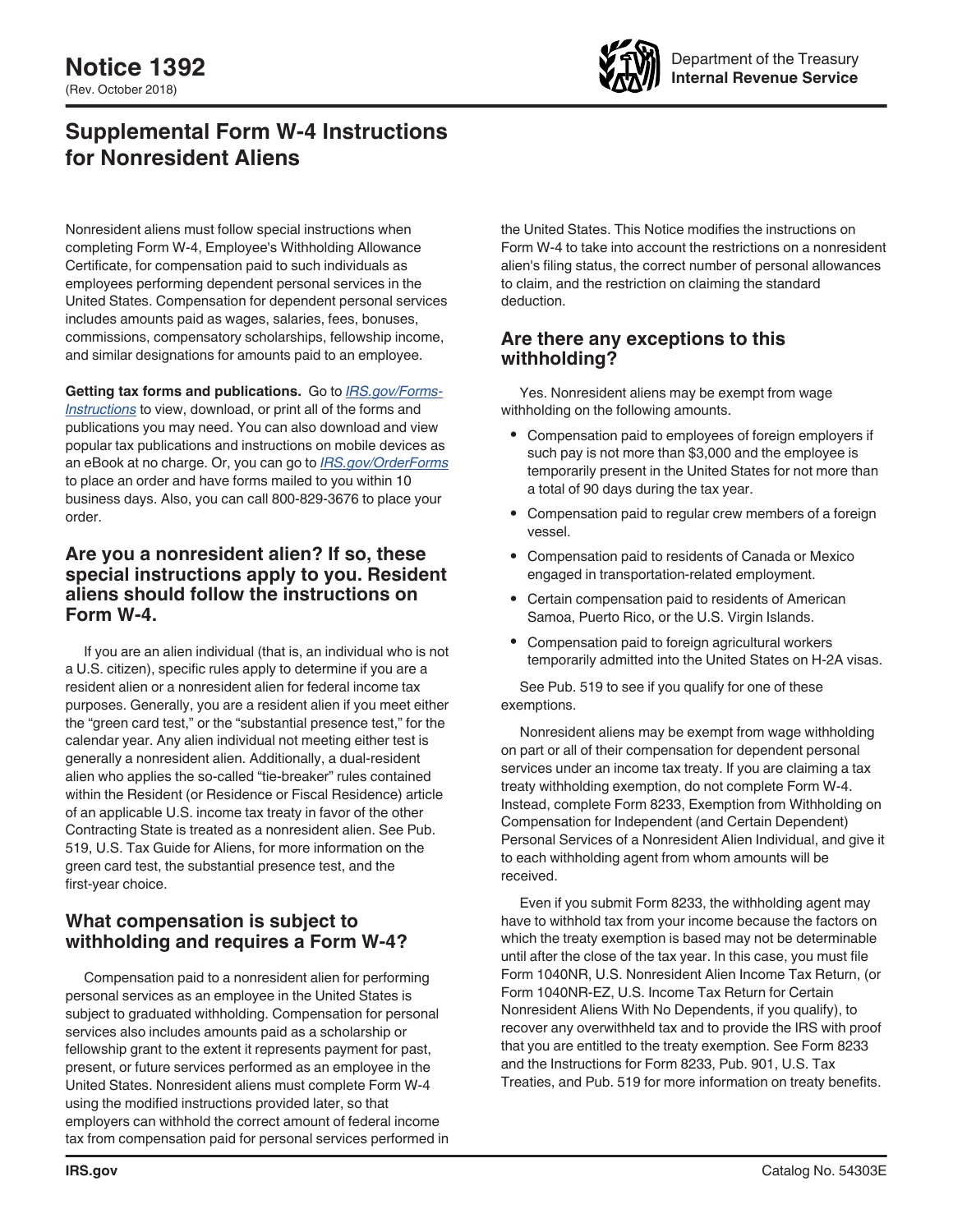# Notice 1392

(Rev. October 2018)

Department of the Treasury
**Internal Revenue Service**

## Supplemental Form W-4 Instructions for Nonresident Aliens

Nonresident aliens must follow special instructions when completing Form W-4, Employee's Withholding Allowance Certificate, for compensation paid to such individuals as employees performing dependent personal services in the United States. Compensation for dependent personal services includes amounts paid as wages, salaries, fees, bonuses, commissions, compensatory scholarships, fellowship income, and similar designations for amounts paid to an employee.

**Getting tax forms and publications.** Go to *IRS.gov/Forms-Instructions* to view, download, or print all of the forms and publications you may need. You can also download and view popular tax publications and instructions on mobile devices as an eBook at no charge. Or, you can go to *IRS.gov/OrderForms* to place an order and have forms mailed to you within 10 business days. Also, you can call 800-829-3676 to place your order.

### Are you a nonresident alien? If so, these special instructions apply to you. Resident aliens should follow the instructions on Form W-4.

If you are an alien individual (that is, an individual who is not a U.S. citizen), specific rules apply to determine if you are a resident alien or a nonresident alien for federal income tax purposes. Generally, you are a resident alien if you meet either the "green card test," or the "substantial presence test," for the calendar year. Any alien individual not meeting either test is generally a nonresident alien. Additionally, a dual-resident alien who applies the so-called "tie-breaker" rules contained within the Resident (or Residence or Fiscal Residence) article of an applicable U.S. income tax treaty in favor of the other Contracting State is treated as a nonresident alien. See Pub. 519, U.S. Tax Guide for Aliens, for more information on the green card test, the substantial presence test, and the first-year choice.

### What compensation is subject to withholding and requires a Form W-4?

Compensation paid to a nonresident alien for performing personal services as an employee in the United States is subject to graduated withholding. Compensation for personal services also includes amounts paid as a scholarship or fellowship grant to the extent it represents payment for past, present, or future services performed as an employee in the United States. Nonresident aliens must complete Form W-4 using the modified instructions provided later, so that employers can withhold the correct amount of federal income tax from compensation paid for personal services performed in the United States. This Notice modifies the instructions on Form W-4 to take into account the restrictions on a nonresident alien's filing status, the correct number of personal allowances to claim, and the restriction on claiming the standard deduction.

### Are there any exceptions to this withholding?

Yes. Nonresident aliens may be exempt from wage withholding on the following amounts.

- Compensation paid to employees of foreign employers if such pay is not more than $3,000 and the employee is temporarily present in the United States for not more than a total of 90 days during the tax year.
- Compensation paid to regular crew members of a foreign vessel.
- Compensation paid to residents of Canada or Mexico engaged in transportation-related employment.
- Certain compensation paid to residents of American Samoa, Puerto Rico, or the U.S. Virgin Islands.
- Compensation paid to foreign agricultural workers temporarily admitted into the United States on H-2A visas.

See Pub. 519 to see if you qualify for one of these exemptions.

Nonresident aliens may be exempt from wage withholding on part or all of their compensation for dependent personal services under an income tax treaty. If you are claiming a tax treaty withholding exemption, do not complete Form W-4. Instead, complete Form 8233, Exemption from Withholding on Compensation for Independent (and Certain Dependent) Personal Services of a Nonresident Alien Individual, and give it to each withholding agent from whom amounts will be received.

Even if you submit Form 8233, the withholding agent may have to withhold tax from your income because the factors on which the treaty exemption is based may not be determinable until after the close of the tax year. In this case, you must file Form 1040NR, U.S. Nonresident Alien Income Tax Return, (or Form 1040NR-EZ, U.S. Income Tax Return for Certain Nonresident Aliens With No Dependents, if you qualify), to recover any overwithheld tax and to provide the IRS with proof that you are entitled to the treaty exemption. See Form 8233 and the Instructions for Form 8233, Pub. 901, U.S. Tax Treaties, and Pub. 519 for more information on treaty benefits.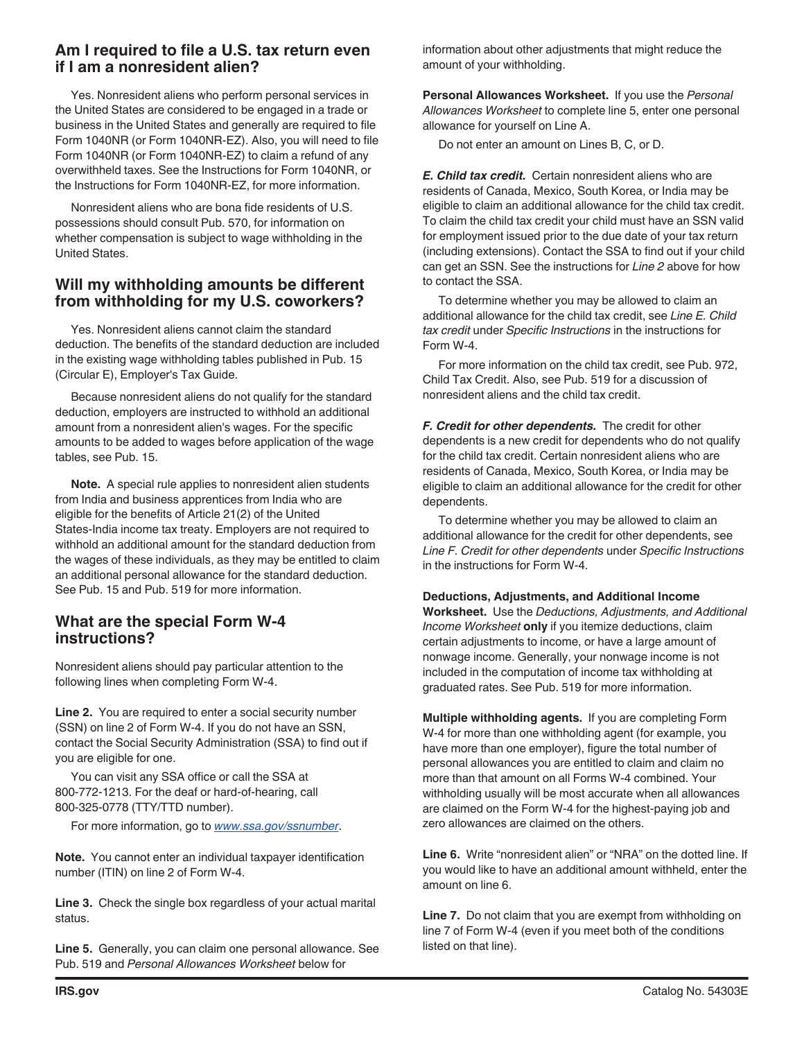## Am I required to file a U.S. tax return even if I am a nonresident alien?

Yes. Nonresident aliens who perform personal services in the United States are considered to be engaged in a trade or business in the United States and generally are required to file Form 1040NR (or Form 1040NR-EZ). Also, you will need to file Form 1040NR (or Form 1040NR-EZ) to claim a refund of any overwithheld taxes. See the Instructions for Form 1040NR, or the Instructions for Form 1040NR-EZ, for more information.

Nonresident aliens who are bona fide residents of U.S. possessions should consult Pub. 570, for information on whether compensation is subject to wage withholding in the United States.

## Will my withholding amounts be different from withholding for my U.S. coworkers?

Yes. Nonresident aliens cannot claim the standard deduction. The benefits of the standard deduction are included in the existing wage withholding tables published in Pub. 15 (Circular E), Employer's Tax Guide.

Because nonresident aliens do not qualify for the standard deduction, employers are instructed to withhold an additional amount from a nonresident alien's wages. For the specific amounts to be added to wages before application of the wage tables, see Pub. 15.

**Note.** A special rule applies to nonresident alien students from India and business apprentices from India who are eligible for the benefits of Article 21(2) of the United States-India income tax treaty. Employers are not required to withhold an additional amount for the standard deduction from the wages of these individuals, as they may be entitled to claim an additional personal allowance for the standard deduction. See Pub. 15 and Pub. 519 for more information.

## What are the special Form W-4 instructions?

Nonresident aliens should pay particular attention to the following lines when completing Form W-4.

**Line 2.** You are required to enter a social security number (SSN) on line 2 of Form W-4. If you do not have an SSN, contact the Social Security Administration (SSA) to find out if you are eligible for one.

You can visit any SSA office or call the SSA at 800-772-1213. For the deaf or hard-of-hearing, call 800-325-0778 (TTY/TTD number).

For more information, go to *www.ssa.gov/ssnumber*.

**Note.** You cannot enter an individual taxpayer identification number (ITIN) on line 2 of Form W-4.

**Line 3.** Check the single box regardless of your actual marital status.

**Line 5.** Generally, you can claim one personal allowance. See Pub. 519 and *Personal Allowances Worksheet* below for information about other adjustments that might reduce the amount of your withholding.

**Personal Allowances Worksheet.** If you use the *Personal Allowances Worksheet* to complete line 5, enter one personal allowance for yourself on Line A.

Do not enter an amount on Lines B, C, or D.

***E. Child tax credit.*** Certain nonresident aliens who are residents of Canada, Mexico, South Korea, or India may be eligible to claim an additional allowance for the child tax credit. To claim the child tax credit your child must have an SSN valid for employment issued prior to the due date of your tax return (including extensions). Contact the SSA to find out if your child can get an SSN. See the instructions for *Line 2* above for how to contact the SSA.

To determine whether you may be allowed to claim an additional allowance for the child tax credit, see *Line E. Child tax credit* under *Specific Instructions* in the instructions for Form W-4.

For more information on the child tax credit, see Pub. 972, Child Tax Credit. Also, see Pub. 519 for a discussion of nonresident aliens and the child tax credit.

***F. Credit for other dependents.*** The credit for other dependents is a new credit for dependents who do not qualify for the child tax credit. Certain nonresident aliens who are residents of Canada, Mexico, South Korea, or India may be eligible to claim an additional allowance for the credit for other dependents.

To determine whether you may be allowed to claim an additional allowance for the credit for other dependents, see *Line F. Credit for other dependents* under *Specific Instructions* in the instructions for Form W-4.

**Deductions, Adjustments, and Additional Income Worksheet.** Use the *Deductions, Adjustments, and Additional Income Worksheet* **only** if you itemize deductions, claim certain adjustments to income, or have a large amount of nonwage income. Generally, your nonwage income is not included in the computation of income tax withholding at graduated rates. See Pub. 519 for more information.

**Multiple withholding agents.** If you are completing Form W-4 for more than one withholding agent (for example, you have more than one employer), figure the total number of personal allowances you are entitled to claim and claim no more than that amount on all Forms W-4 combined. Your withholding usually will be most accurate when all allowances are claimed on the Form W-4 for the highest-paying job and zero allowances are claimed on the others.

**Line 6.** Write "nonresident alien" or "NRA" on the dotted line. If you would like to have an additional amount withheld, enter the amount on line 6.

**Line 7.** Do not claim that you are exempt from withholding on line 7 of Form W-4 (even if you meet both of the conditions listed on that line).

**IRS.gov** Catalog No. 54303E